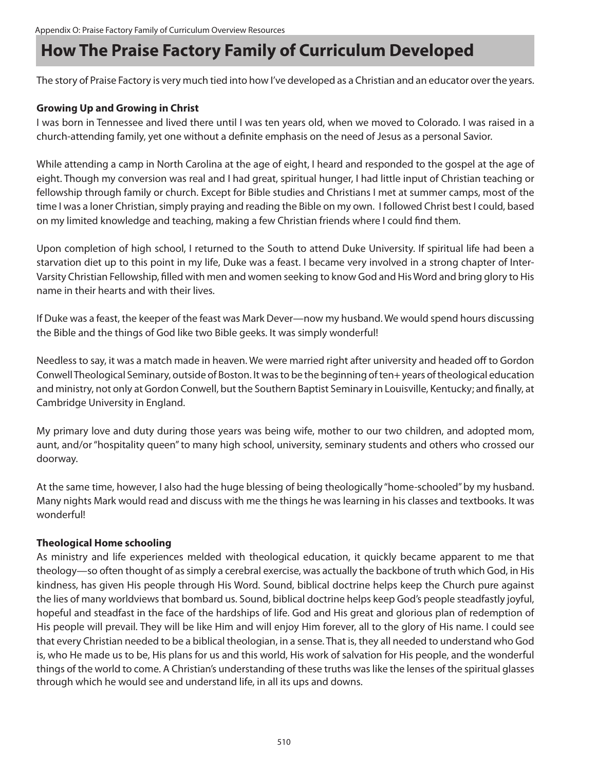# How The Praise Factory Family of Curriculum Developed

The story of Praise Factory is very much tied into how I've developed as a Christian and an educator over the years.

**Growing Up and Growing in Christ**

I was born in Tennessee and lived there until I was ten years old, when we moved to Colorado. I was raised in a church-attending family, yet one without a definite emphasis on the need of Jesus as a personal Savior.

While attending a camp in North Carolina at the age of eight, I heard and responded to the gospel at the age of eight. Though my conversion was real and I had great, spiritual hunger, I had little input of Christian teaching or fellowship through family or church. Except for Bible studies and Christians I met at summer camps, most of the time I was a loner Christian, simply praying and reading the Bible on my own. I followed Christ best I could, based on my limited knowledge and teaching, making a few Christian friends where I could find them.

Upon completion of high school, I returned to the South to attend Duke University. If spiritual life had been a starvation diet up to this point in my life, Duke was a feast. I became very involved in a strong chapter of Inter-Varsity Christian Fellowship, filled with men and women seeking to know God and His Word and bring glory to His name in their hearts and with their lives.

If Duke was a feast, the keeper of the feast was Mark Dever—now my husband. We would spend hours discussing the Bible and the things of God like two Bible geeks. It was simply wonderful!

Needless to say, it was a match made in heaven. We were married right after university and headed off to Gordon Conwell Theological Seminary, outside of Boston. It was to be the beginning of ten+ years of theological education and ministry, not only at Gordon Conwell, but the Southern Baptist Seminary in Louisville, Kentucky; and finally, at Cambridge University in England.

My primary love and duty during those years was being wife, mother to our two children, and adopted mom, aunt, and/or "hospitality queen" to many high school, university, seminary students and others who crossed our doorway.

At the same time, however, I also had the huge blessing of being theologically "home-schooled" by my husband. Many nights Mark would read and discuss with me the things he was learning in his classes and textbooks. It was wonderful!

**Theological Home schooling**

As ministry and life experiences melded with theological education, it quickly became apparent to me that theology—so often thought of as simply a cerebral exercise, was actually the backbone of truth which God, in His kindness, has given His people through His Word. Sound, biblical doctrine helps keep the Church pure against the lies of many worldviews that bombard us. Sound, biblical doctrine helps keep God's people steadfastly joyful, hopeful and steadfast in the face of the hardships of life. God and His great and glorious plan of redemption of His people will prevail. They will be like Him and will enjoy Him forever, all to the glory of His name. I could see that every Christian needed to be a biblical theologian, in a sense. That is, they all needed to understand who God is, who He made us to be, His plans for us and this world, His work of salvation for His people, and the wonderful things of the world to come. A Christian's understanding of these truths was like the lenses of the spiritual glasses through which he would see and understand life, in all its ups and downs.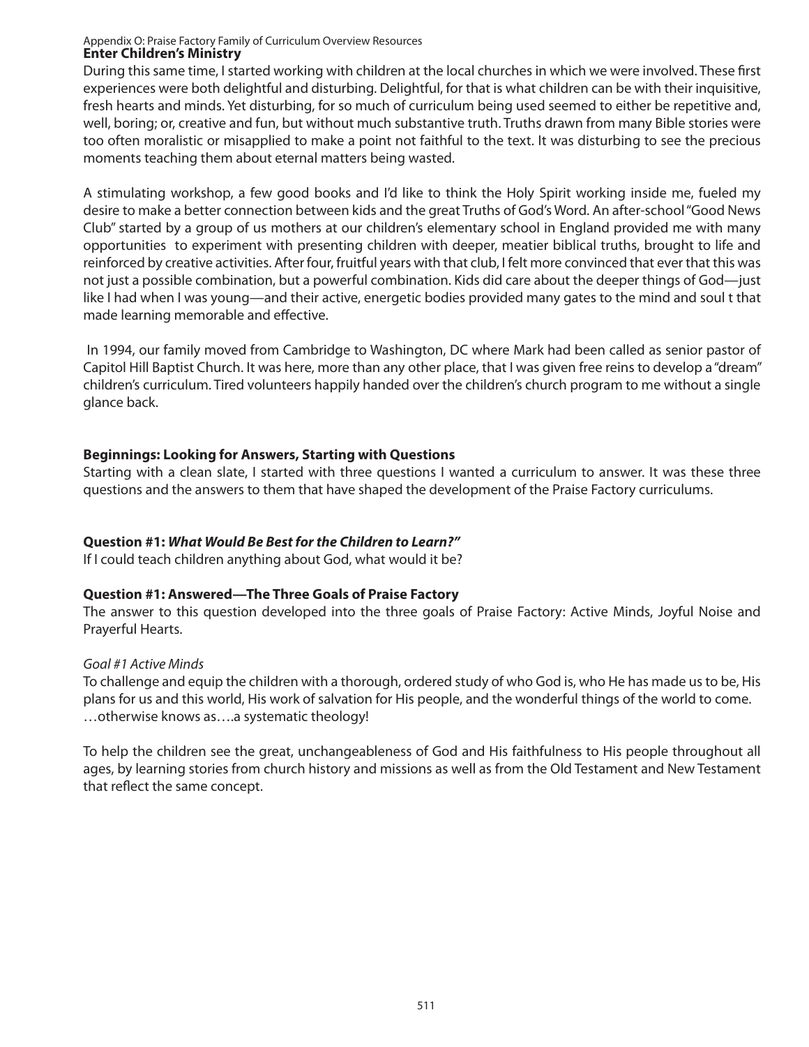**Enter Children's Ministry**

During this same time, I started working with children at the local churches in which we were involved. These first experiences were both delightful and disturbing. Delightful, for that is what children can be with their inquisitive, fresh hearts and minds. Yet disturbing, for so much of curriculum being used seemed to either be repetitive and, well, boring; or, creative and fun, but without much substantive truth. Truths drawn from many Bible stories were too often moralistic or misapplied to make a point not faithful to the text. It was disturbing to see the precious moments teaching them about eternal matters being wasted.

A stimulating workshop, a few good books and I'd like to think the Holy Spirit working inside me, fueled my desire to make a better connection between kids and the great Truths of God's Word. An after-school "Good News Club" started by a group of us mothers at our children's elementary school in England provided me with many opportunities to experiment with presenting children with deeper, meatier biblical truths, brought to life and reinforced by creative activities. After four, fruitful years with that club, I felt more convinced that ever that this was not just a possible combination, but a powerful combination. Kids did care about the deeper things of God—just like I had when I was young—and their active, energetic bodies provided many gates to the mind and soul t that made learning memorable and effective.

In 1994, our family moved from Cambridge to Washington, DC where Mark had been called as senior pastor of Capitol Hill Baptist Church. It was here, more than any other place, that I was given free reins to develop a "dream" children's curriculum. Tired volunteers happily handed over the children's church program to me without a single glance back.

**Beginnings: Looking for Answers, Starting with Questions**

Starting with a clean slate, I started with three questions I wanted a curriculum to answer. It was these three questions and the answers to them that have shaped the development of the Praise Factory curriculums.

**Question #1: *What Would Be Best for the Children to Learn?"***

If I could teach children anything about God, what would it be?

**Question #1: Answered—The Three Goals of Praise Factory**

The answer to this question developed into the three goals of Praise Factory: Active Minds, Joyful Noise and Prayerful Hearts.

*Goal #1 Active Minds*

To challenge and equip the children with a thorough, ordered study of who God is, who He has made us to be, His plans for us and this world, His work of salvation for His people, and the wonderful things of the world to come. …otherwise knows as….a systematic theology!

To help the children see the great, unchangeableness of God and His faithfulness to His people throughout all ages, by learning stories from church history and missions as well as from the Old Testament and New Testament that reflect the same concept.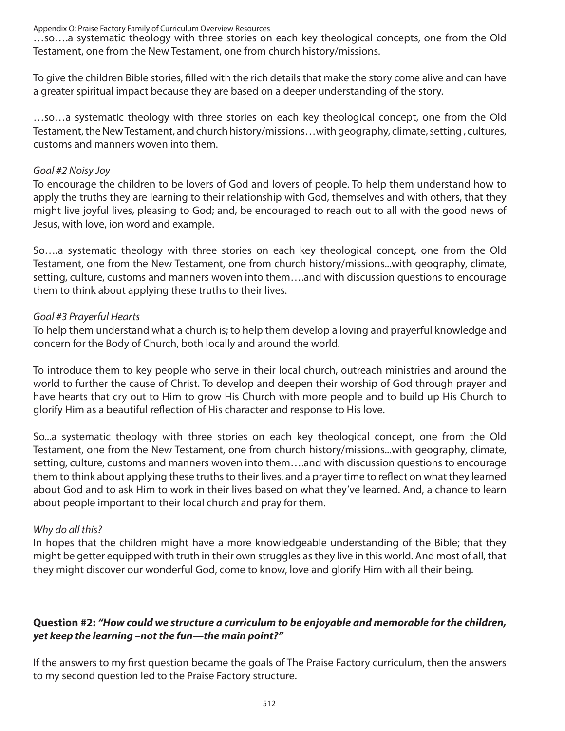…so….a systematic theology with three stories on each key theological concepts, one from the Old Testament, one from the New Testament, one from church history/missions.

To give the children Bible stories, filled with the rich details that make the story come alive and can have a greater spiritual impact because they are based on a deeper understanding of the story.

…so…a systematic theology with three stories on each key theological concept, one from the Old Testament, the New Testament, and church history/missions…with geography, climate, setting , cultures, customs and manners woven into them.

*Goal #2 Noisy Joy*

To encourage the children to be lovers of God and lovers of people. To help them understand how to apply the truths they are learning to their relationship with God, themselves and with others, that they might live joyful lives, pleasing to God; and, be encouraged to reach out to all with the good news of Jesus, with love, ion word and example.

So….a systematic theology with three stories on each key theological concept, one from the Old Testament, one from the New Testament, one from church history/missions...with geography, climate, setting, culture, customs and manners woven into them….and with discussion questions to encourage them to think about applying these truths to their lives.

*Goal #3 Prayerful Hearts*

To help them understand what a church is; to help them develop a loving and prayerful knowledge and concern for the Body of Church, both locally and around the world.

To introduce them to key people who serve in their local church, outreach ministries and around the world to further the cause of Christ. To develop and deepen their worship of God through prayer and have hearts that cry out to Him to grow His Church with more people and to build up His Church to glorify Him as a beautiful reflection of His character and response to His love.

So...a systematic theology with three stories on each key theological concept, one from the Old Testament, one from the New Testament, one from church history/missions...with geography, climate, setting, culture, customs and manners woven into them….and with discussion questions to encourage them to think about applying these truths to their lives, and a prayer time to reflect on what they learned about God and to ask Him to work in their lives based on what they've learned. And, a chance to learn about people important to their local church and pray for them.

*Why do all this?*

In hopes that the children might have a more knowledgeable understanding of the Bible; that they might be getter equipped with truth in their own struggles as they live in this world. And most of all, that they might discover our wonderful God, come to know, love and glorify Him with all their being.

**Question #2: *"How could we structure a curriculum to be enjoyable and memorable for the children, yet keep the learning –not the fun—the main point?"***

If the answers to my first question became the goals of The Praise Factory curriculum, then the answers to my second question led to the Praise Factory structure.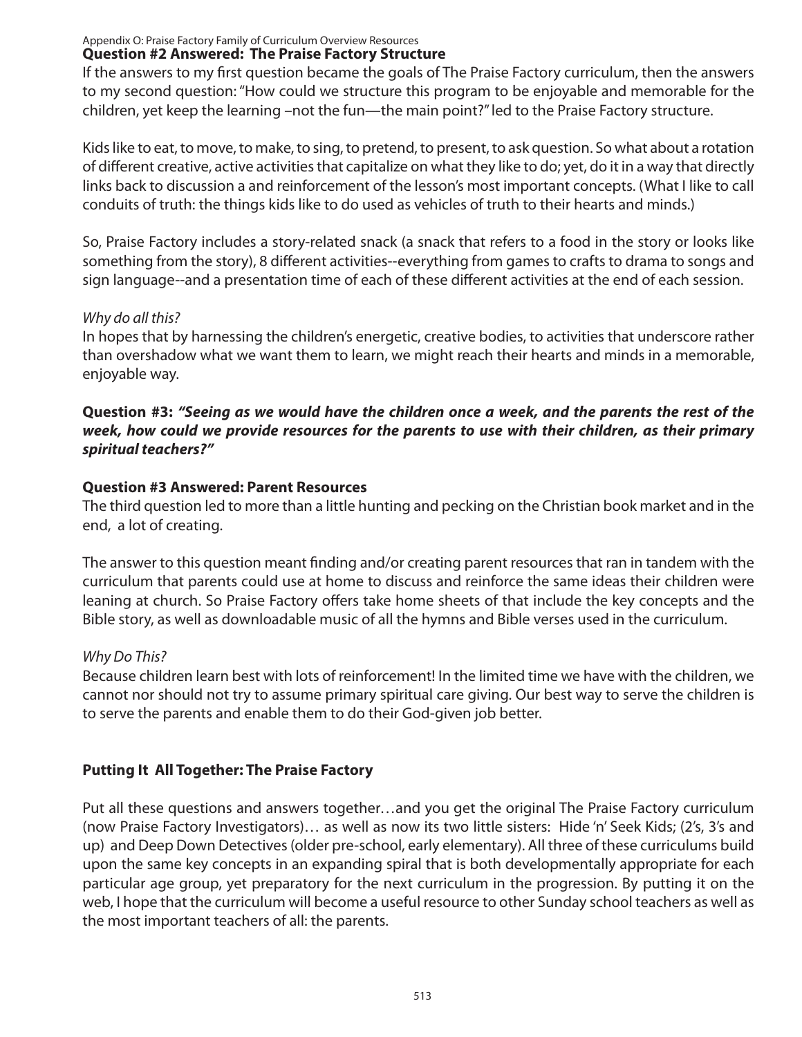### Question #2 Answered: The Praise Factory Structure

If the answers to my first question became the goals of The Praise Factory curriculum, then the answers to my second question: "How could we structure this program to be enjoyable and memorable for the children, yet keep the learning –not the fun—the main point?" led to the Praise Factory structure.

Kids like to eat, to move, to make, to sing, to pretend, to present, to ask question. So what about a rotation of different creative, active activities that capitalize on what they like to do; yet, do it in a way that directly links back to discussion a and reinforcement of the lesson's most important concepts. (What I like to call conduits of truth: the things kids like to do used as vehicles of truth to their hearts and minds.)

So, Praise Factory includes a story-related snack (a snack that refers to a food in the story or looks like something from the story), 8 different activities--everything from games to crafts to drama to songs and sign language--and a presentation time of each of these different activities at the end of each session.

*Why do all this?*

In hopes that by harnessing the children's energetic, creative bodies, to activities that underscore rather than overshadow what we want them to learn, we might reach their hearts and minds in a memorable, enjoyable way.

**Question #3:** ***"Seeing as we would have the children once a week, and the parents the rest of the week, how could we provide resources for the parents to use with their children, as their primary spiritual teachers?"***

### Question #3 Answered: Parent Resources

The third question led to more than a little hunting and pecking on the Christian book market and in the end, a lot of creating.

The answer to this question meant finding and/or creating parent resources that ran in tandem with the curriculum that parents could use at home to discuss and reinforce the same ideas their children were leaning at church. So Praise Factory offers take home sheets of that include the key concepts and the Bible story, as well as downloadable music of all the hymns and Bible verses used in the curriculum.

*Why Do This?*

Because children learn best with lots of reinforcement! In the limited time we have with the children, we cannot nor should not try to assume primary spiritual care giving. Our best way to serve the children is to serve the parents and enable them to do their God-given job better.

### Putting It All Together: The Praise Factory

Put all these questions and answers together…and you get the original The Praise Factory curriculum (now Praise Factory Investigators)… as well as now its two little sisters: Hide 'n' Seek Kids; (2's, 3's and up) and Deep Down Detectives (older pre-school, early elementary). All three of these curriculums build upon the same key concepts in an expanding spiral that is both developmentally appropriate for each particular age group, yet preparatory for the next curriculum in the progression. By putting it on the web, I hope that the curriculum will become a useful resource to other Sunday school teachers as well as the most important teachers of all: the parents.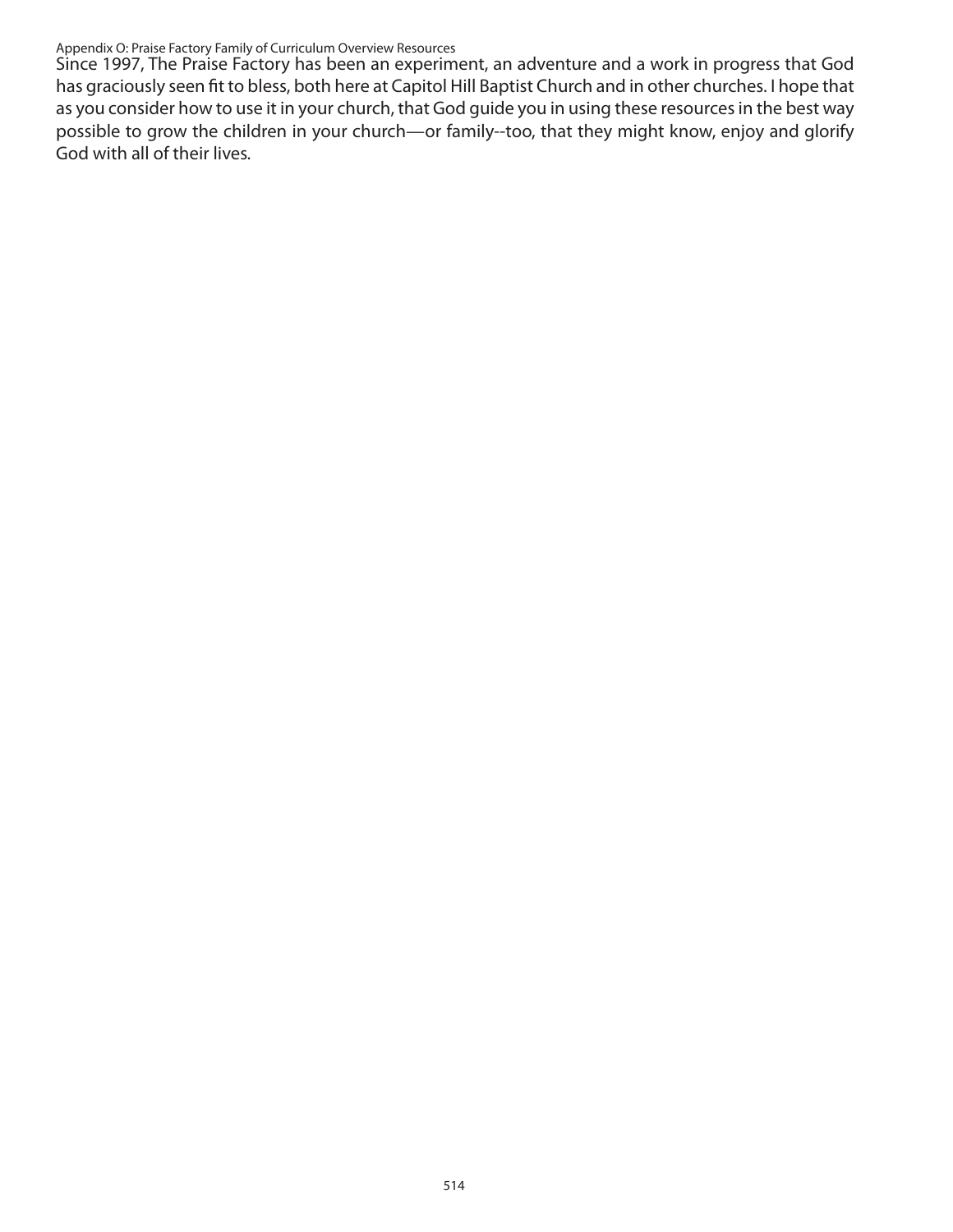Since 1997, The Praise Factory has been an experiment, an adventure and a work in progress that God has graciously seen fit to bless, both here at Capitol Hill Baptist Church and in other churches. I hope that as you consider how to use it in your church, that God guide you in using these resources in the best way possible to grow the children in your church—or family--too, that they might know, enjoy and glorify God with all of their lives.